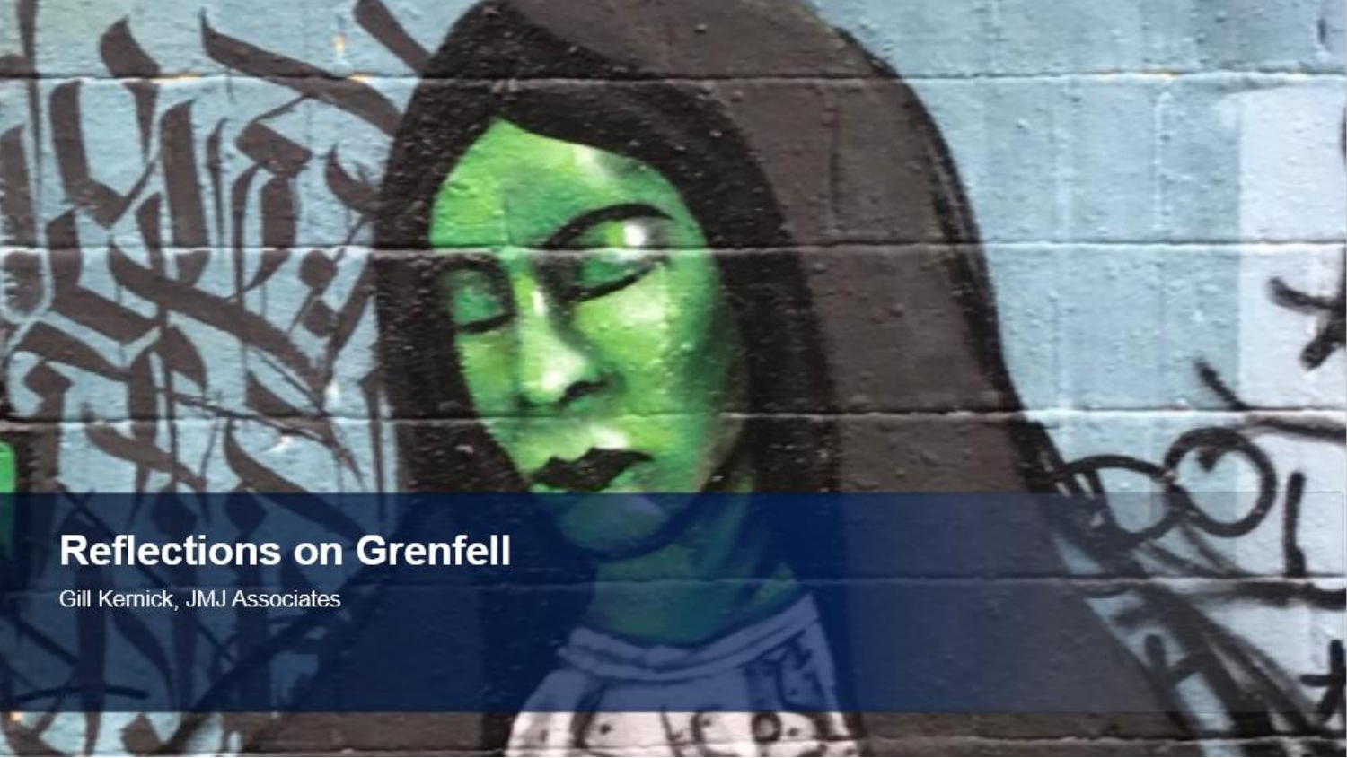# Reflections on Grenfell

Gill Kernick, JMJ Associates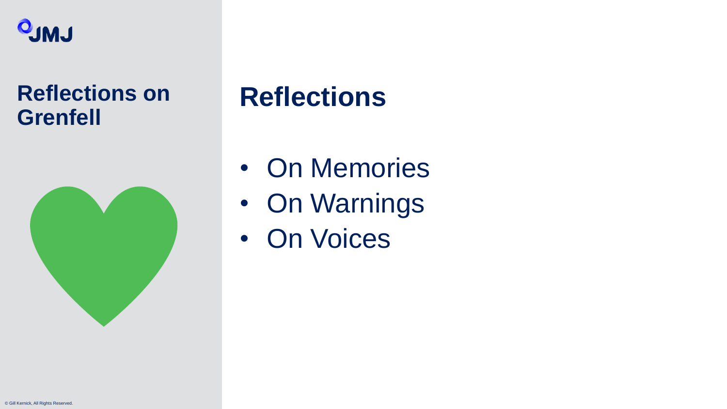JMJ

## Reflections on Grenfell

# Reflections

- On Memories
- On Warnings
- On Voices

© Gill Kernick, All Rights Reserved.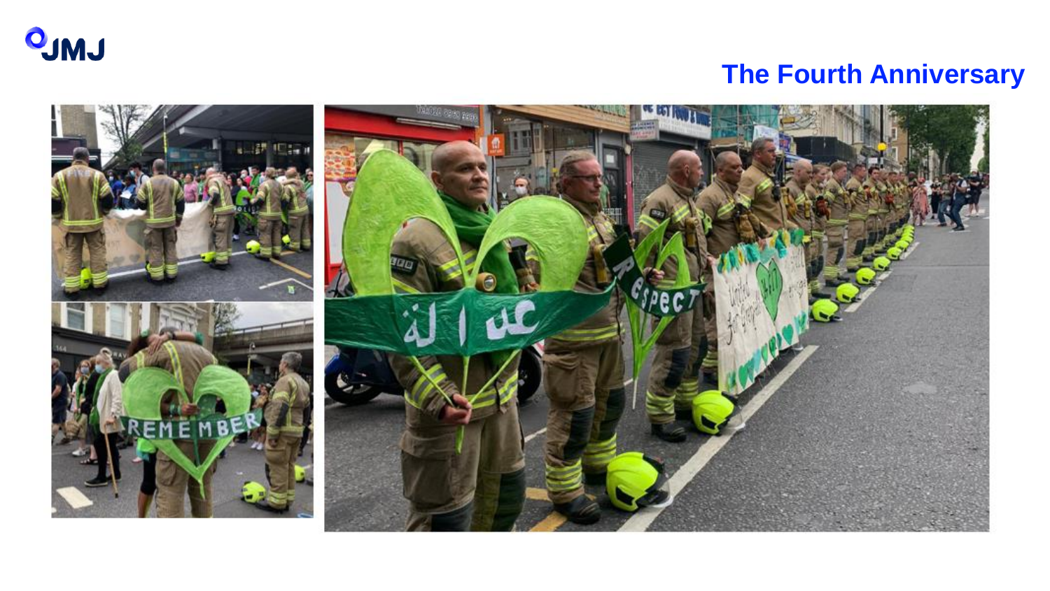# The Fourth Anniversary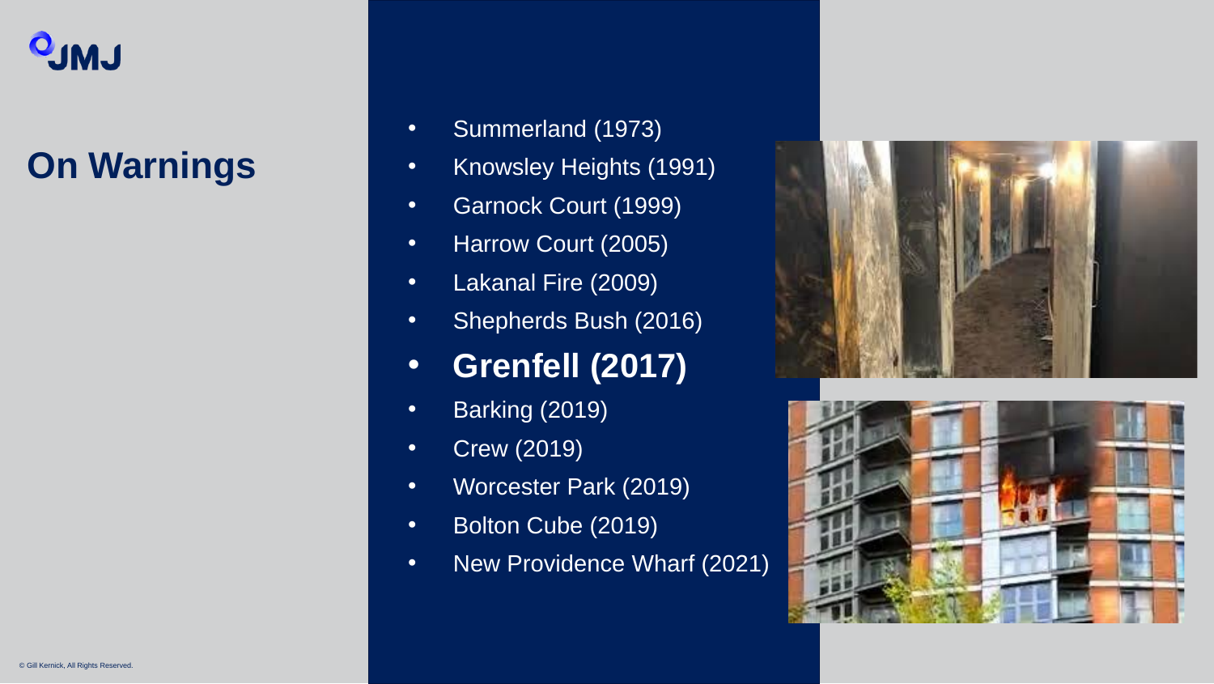# On Warnings

- Summerland (1973)
- Knowsley Heights (1991)
- Garnock Court (1999)
- Harrow Court (2005)
- Lakanal Fire (2009)
- Shepherds Bush (2016)
- **Grenfell (2017)**
- Barking (2019)
- Crew (2019)
- Worcester Park (2019)
- Bolton Cube (2019)
- New Providence Wharf (2021)

© Gill Kernick, All Rights Reserved.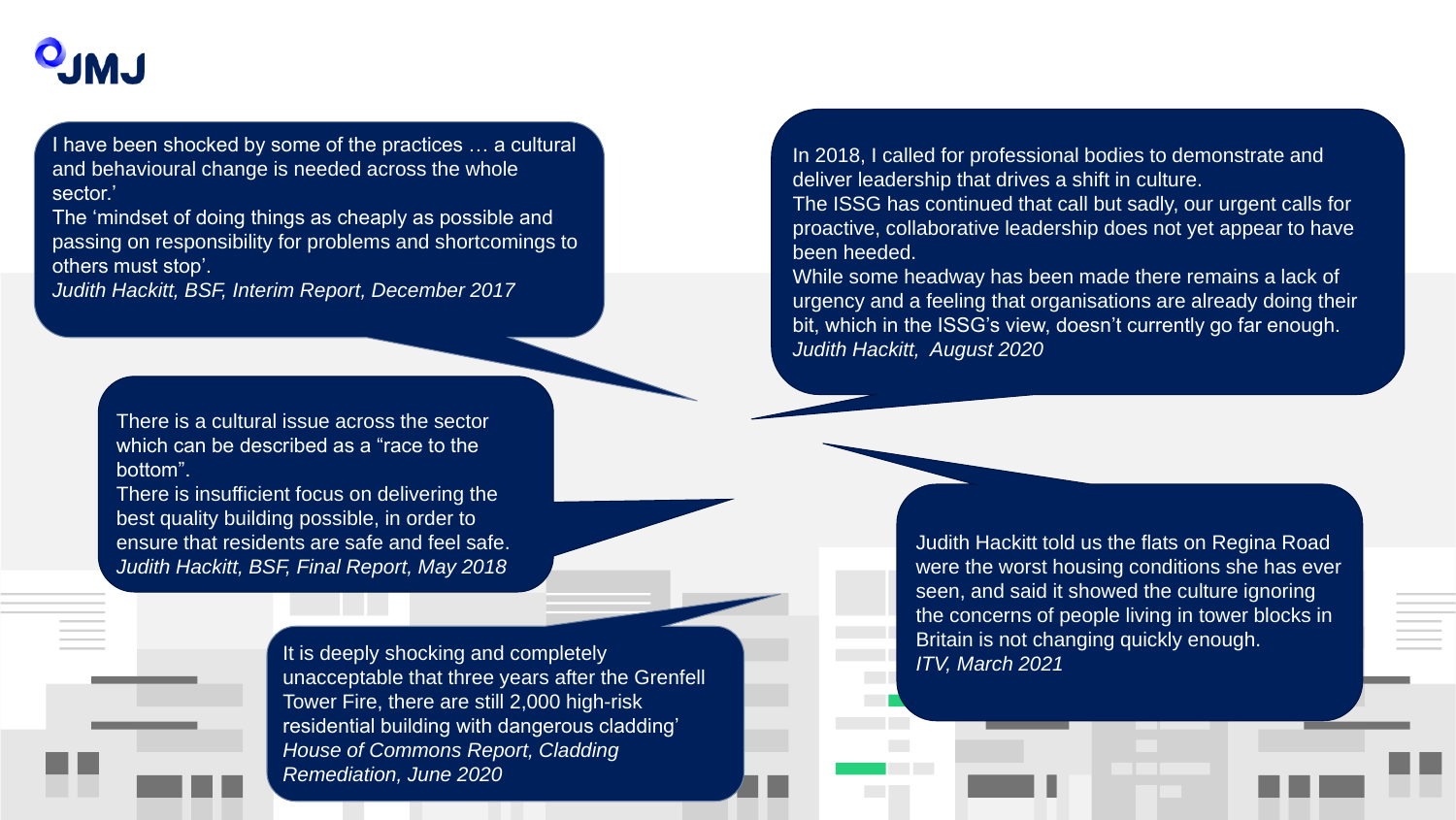I have been shocked by some of the practices … a cultural and behavioural change is needed across the whole sector.'
The 'mindset of doing things as cheaply as possible and passing on responsibility for problems and shortcomings to others must stop'.
*Judith Hackitt, BSF, Interim Report, December 2017*

There is a cultural issue across the sector which can be described as a "race to the bottom".
There is insufficient focus on delivering the best quality building possible, in order to ensure that residents are safe and feel safe.
*Judith Hackitt, BSF, Final Report, May 2018*

It is deeply shocking and completely unacceptable that three years after the Grenfell Tower Fire, there are still 2,000 high-risk residential building with dangerous cladding'
*House of Commons Report, Cladding Remediation, June 2020*

In 2018, I called for professional bodies to demonstrate and deliver leadership that drives a shift in culture.
The ISSG has continued that call but sadly, our urgent calls for proactive, collaborative leadership does not yet appear to have been heeded.
While some headway has been made there remains a lack of urgency and a feeling that organisations are already doing their bit, which in the ISSG's view, doesn't currently go far enough.
*Judith Hackitt, August 2020*

Judith Hackitt told us the flats on Regina Road were the worst housing conditions she has ever seen, and said it showed the culture ignoring the concerns of people living in tower blocks in Britain is not changing quickly enough.
*ITV, March 2021*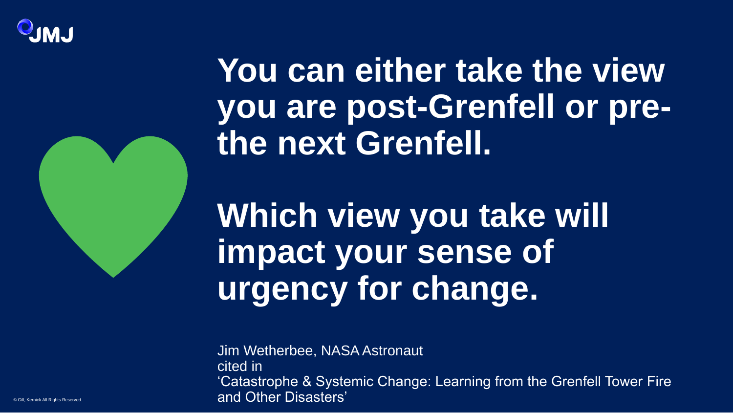**You can either take the view you are post-Grenfell or pre-the next Grenfell.**

**Which view you take will impact your sense of urgency for change.**

Jim Wetherbee, NASA Astronaut
cited in
'Catastrophe & Systemic Change: Learning from the Grenfell Tower Fire and Other Disasters'

© Gill, Kernick All Rights Reserved.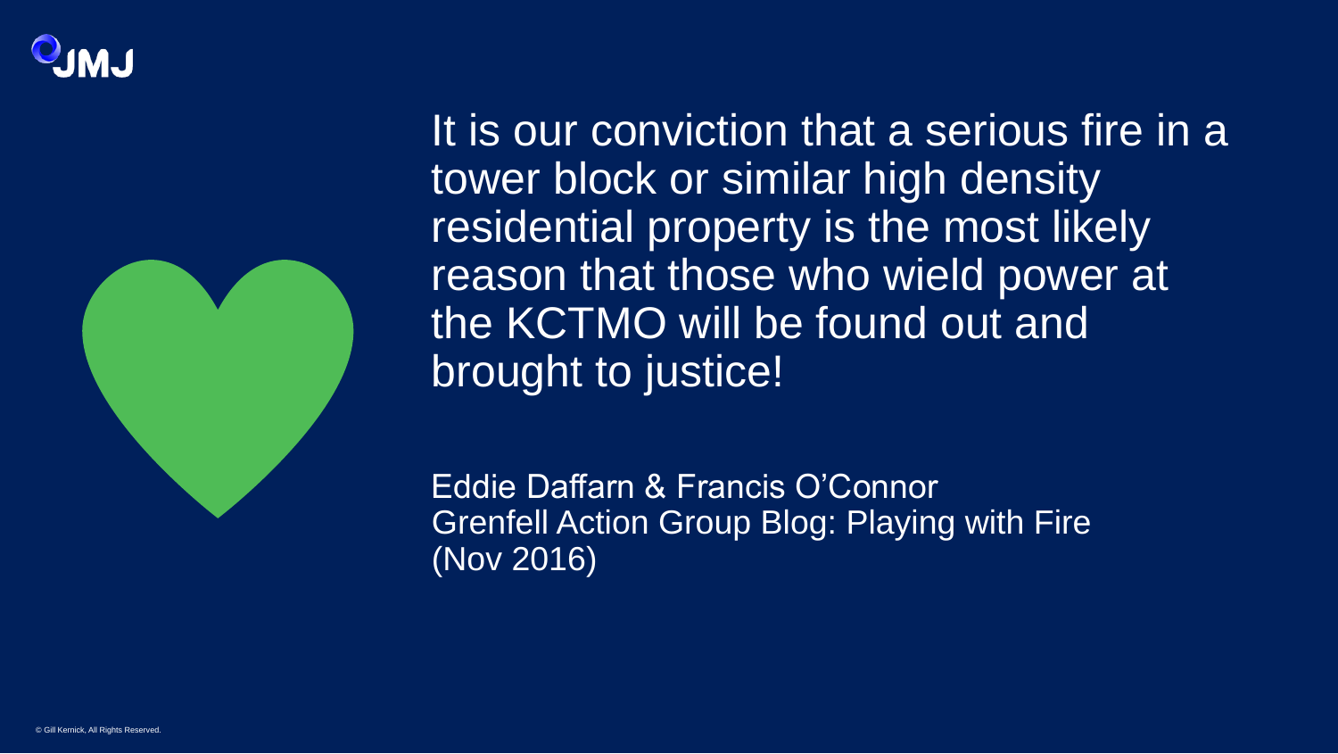It is our conviction that a serious fire in a tower block or similar high density residential property is the most likely reason that those who wield power at the KCTMO will be found out and brought to justice!

Eddie Daffarn & Francis O'Connor
Grenfell Action Group Blog: Playing with Fire
(Nov 2016)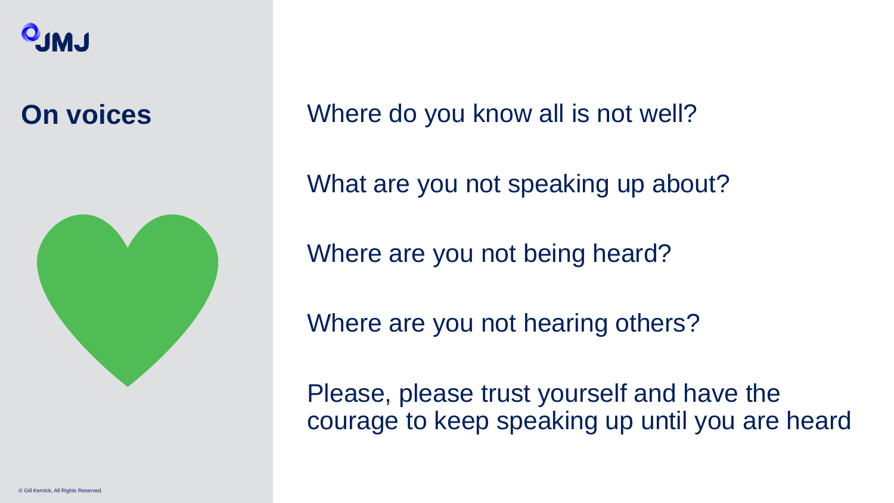# On voices

Where do you know all is not well?

What are you not speaking up about?

Where are you not being heard?

Where are you not hearing others?

Please, please trust yourself and have the courage to keep speaking up until you are heard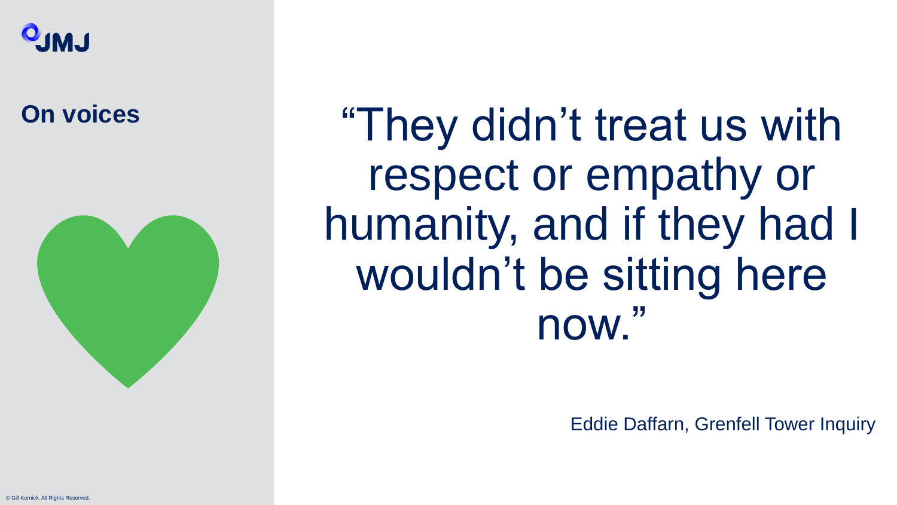## On voices

> "They didn't treat us with respect or empathy or humanity, and if they had I wouldn't be sitting here now."

Eddie Daffarn, Grenfell Tower Inquiry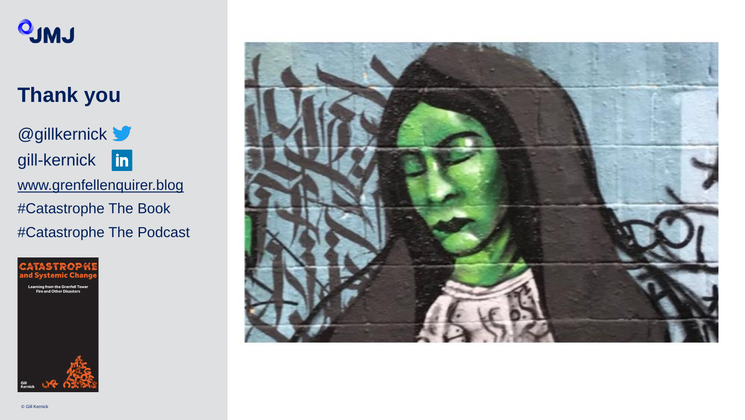# Thank you

@gillkernick

gill-kernick

www.grenfellenquirer.blog

#Catastrophe The Book

#Catastrophe The Podcast

© Gill Kernick